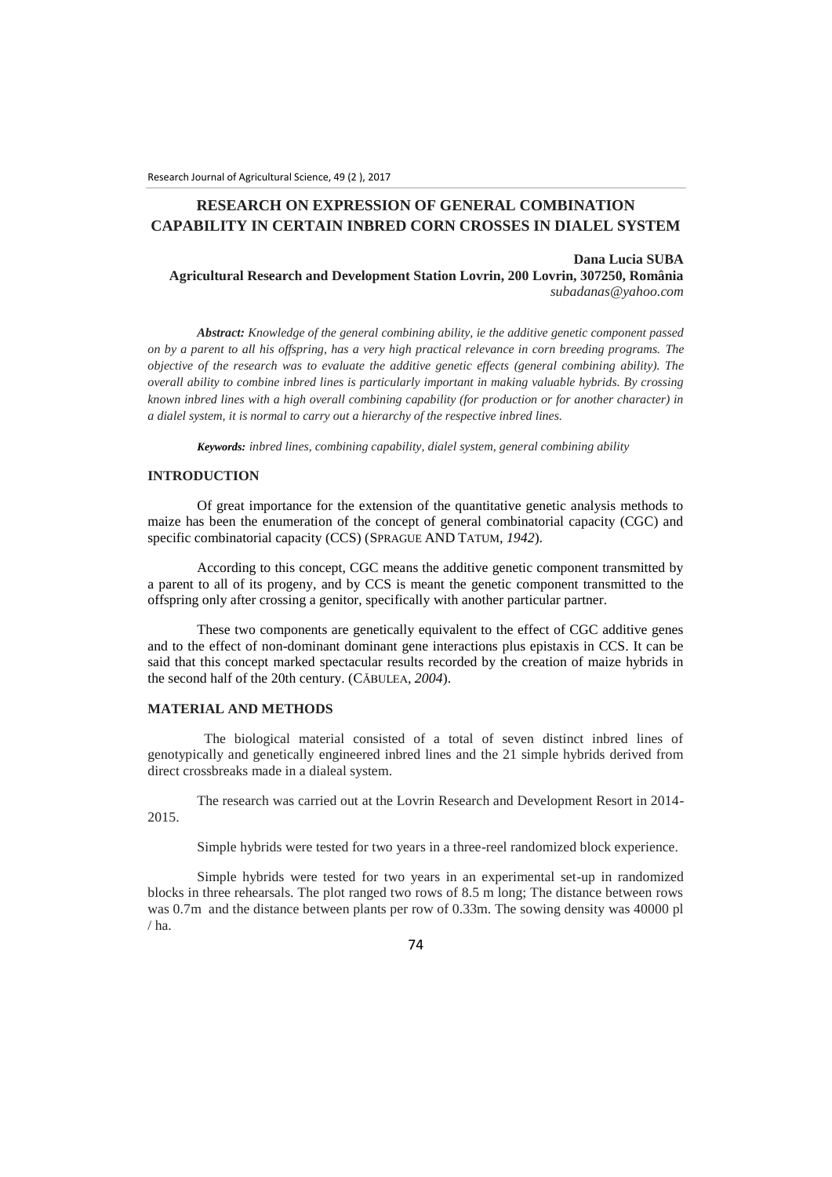# RESEARCH ON EXPRESSION OF GENERAL COMBINATION CAPABILITY IN CERTAIN INBRED CORN CROSSES IN DIALEL SYSTEM

**Dana Lucia SUBA**

**Agricultural Research and Development Station Lovrin, 200 Lovrin, 307250, România**

*subadanas@yahoo.com*

***Abstract:*** *Knowledge of the general combining ability, ie the additive genetic component passed on by a parent to all his offspring, has a very high practical relevance in corn breeding programs. The objective of the research was to evaluate the additive genetic effects (general combining ability). The overall ability to combine inbred lines is particularly important in making valuable hybrids. By crossing known inbred lines with a high overall combining capability (for production or for another character) in a dialel system, it is normal to carry out a hierarchy of the respective inbred lines.*

***Keywords:*** *inbred lines, combining capability, dialel system, general combining ability*

## INTRODUCTION

Of great importance for the extension of the quantitative genetic analysis methods to maize has been the enumeration of the concept of general combinatorial capacity (CGC) and specific combinatorial capacity (CCS) (SPRAGUE AND TATUM, *1942*).

According to this concept, CGC means the additive genetic component transmitted by a parent to all of its progeny, and by CCS is meant the genetic component transmitted to the offspring only after crossing a genitor, specifically with another particular partner.

These two components are genetically equivalent to the effect of CGC additive genes and to the effect of non-dominant dominant gene interactions plus epistaxis in CCS. It can be said that this concept marked spectacular results recorded by the creation of maize hybrids in the second half of the 20th century. (CĂBULEA, *2004*).

## MATERIAL AND METHODS

The biological material consisted of a total of seven distinct inbred lines of genotypically and genetically engineered inbred lines and the 21 simple hybrids derived from direct crossbreaks made in a dialeal system.

The research was carried out at the Lovrin Research and Development Resort in 2014-2015.

Simple hybrids were tested for two years in a three-reel randomized block experience.

Simple hybrids were tested for two years in an experimental set-up in randomized blocks in three rehearsals. The plot ranged two rows of 8.5 m long; The distance between rows was 0.7m and the distance between plants per row of 0.33m. The sowing density was 40000 pl / ha.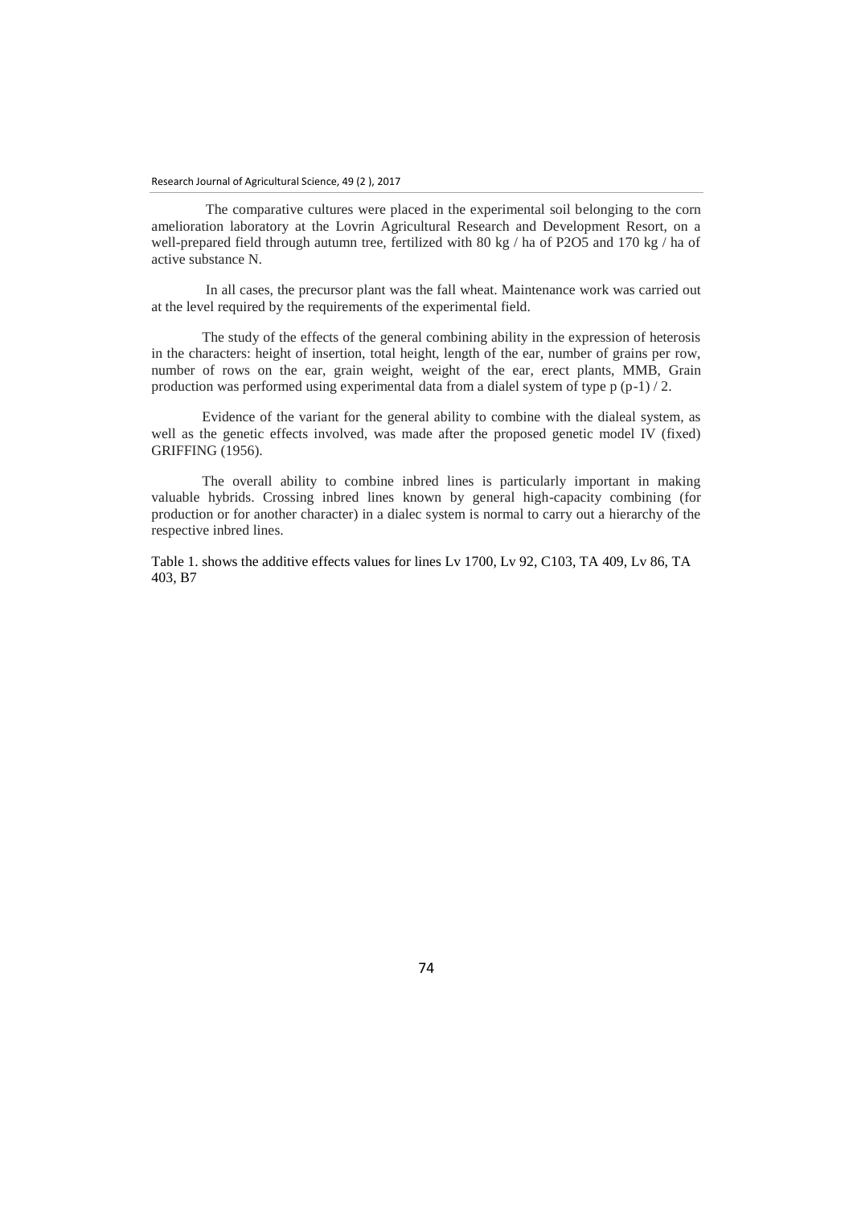The comparative cultures were placed in the experimental soil belonging to the corn amelioration laboratory at the Lovrin Agricultural Research and Development Resort, on a well-prepared field through autumn tree, fertilized with 80 kg / ha of $P_2O_5$ and 170 kg / ha of active substance N.

In all cases, the precursor plant was the fall wheat. Maintenance work was carried out at the level required by the requirements of the experimental field.

The study of the effects of the general combining ability in the expression of heterosis in the characters: height of insertion, total height, length of the ear, number of grains per row, number of rows on the ear, grain weight, weight of the ear, erect plants, MMB, Grain production was performed using experimental data from a dialel system of type $p(p-1)/2$.

Evidence of the variant for the general ability to combine with the dialeal system, as well as the genetic effects involved, was made after the proposed genetic model IV (fixed) GRIFFING (1956).

The overall ability to combine inbred lines is particularly important in making valuable hybrids. Crossing inbred lines known by general high-capacity combining (for production or for another character) in a dialec system is normal to carry out a hierarchy of the respective inbred lines.

Table 1. shows the additive effects values for lines Lv 1700, Lv 92, C103, TA 409, Lv 86, TA 403, B7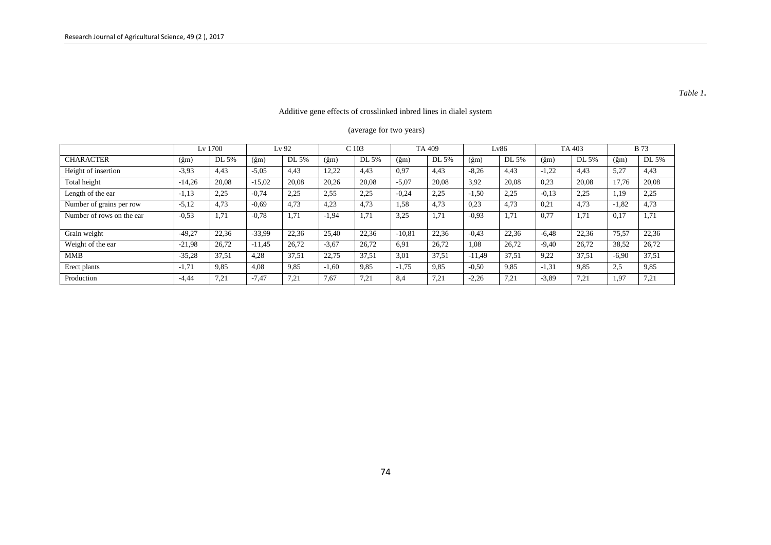*Table 1.*

Additive gene effects of crosslinked inbred lines in dialel system

(average for two years)

| | Lv 1700 | | Lv 92 | | C 103 | | TA 409 | | Lv86 | | TA 403 | | B 73 | |
|---|---|---|---|---|---|---|---|---|---|---|---|---|---|---|
| CHARACTER | (ĝm) | DL 5% | (ĝm) | DL 5% | (ĝm) | DL 5% | (ĝm) | DL 5% | (ĝm) | DL 5% | (ĝm) | DL 5% | (ĝm) | DL 5% |
| Height of insertion | -3,93 | 4,43 | -5,05 | 4,43 | 12,22 | 4,43 | 0,97 | 4,43 | -8,26 | 4,43 | -1,22 | 4,43 | 5,27 | 4,43 |
| Total height | -14,26 | 20,08 | -15,02 | 20,08 | 20,26 | 20,08 | -5,07 | 20,08 | 3,92 | 20,08 | 0,23 | 20,08 | 17,76 | 20,08 |
| Length of the ear | -1,13 | 2,25 | -0,74 | 2,25 | 2,55 | 2,25 | -0,24 | 2,25 | -1,50 | 2,25 | -0,13 | 2,25 | 1,19 | 2,25 |
| Number of grains per row | -5,12 | 4,73 | -0,69 | 4,73 | 4,23 | 4,73 | 1,58 | 4,73 | 0,23 | 4,73 | 0,21 | 4,73 | -1,82 | 4,73 |
| Number of rows on the ear | -0,53 | 1,71 | -0,78 | 1,71 | -1,94 | 1,71 | 3,25 | 1,71 | -0,93 | 1,71 | 0,77 | 1,71 | 0,17 | 1,71 |
| Grain weight | -49,27 | 22,36 | -33,99 | 22,36 | 25,40 | 22,36 | -10,81 | 22,36 | -0,43 | 22,36 | -6,48 | 22,36 | 75,57 | 22,36 |
| Weight of the ear | -21,98 | 26,72 | -11,45 | 26,72 | -3,67 | 26,72 | 6,91 | 26,72 | 1,08 | 26,72 | -9,40 | 26,72 | 38,52 | 26,72 |
| MMB | -35,28 | 37,51 | 4,28 | 37,51 | 22,75 | 37,51 | 3,01 | 37,51 | -11,49 | 37,51 | 9,22 | 37,51 | -6,90 | 37,51 |
| Erect plants | -1,71 | 9,85 | 4,08 | 9,85 | -1,60 | 9,85 | -1,75 | 9,85 | -0,50 | 9,85 | -1,31 | 9,85 | 2,5 | 9,85 |
| Production | -4,44 | 7,21 | -7,47 | 7,21 | 7,67 | 7,21 | 8,4 | 7,21 | -2,26 | 7,21 | -3,89 | 7,21 | 1,97 | 7,21 |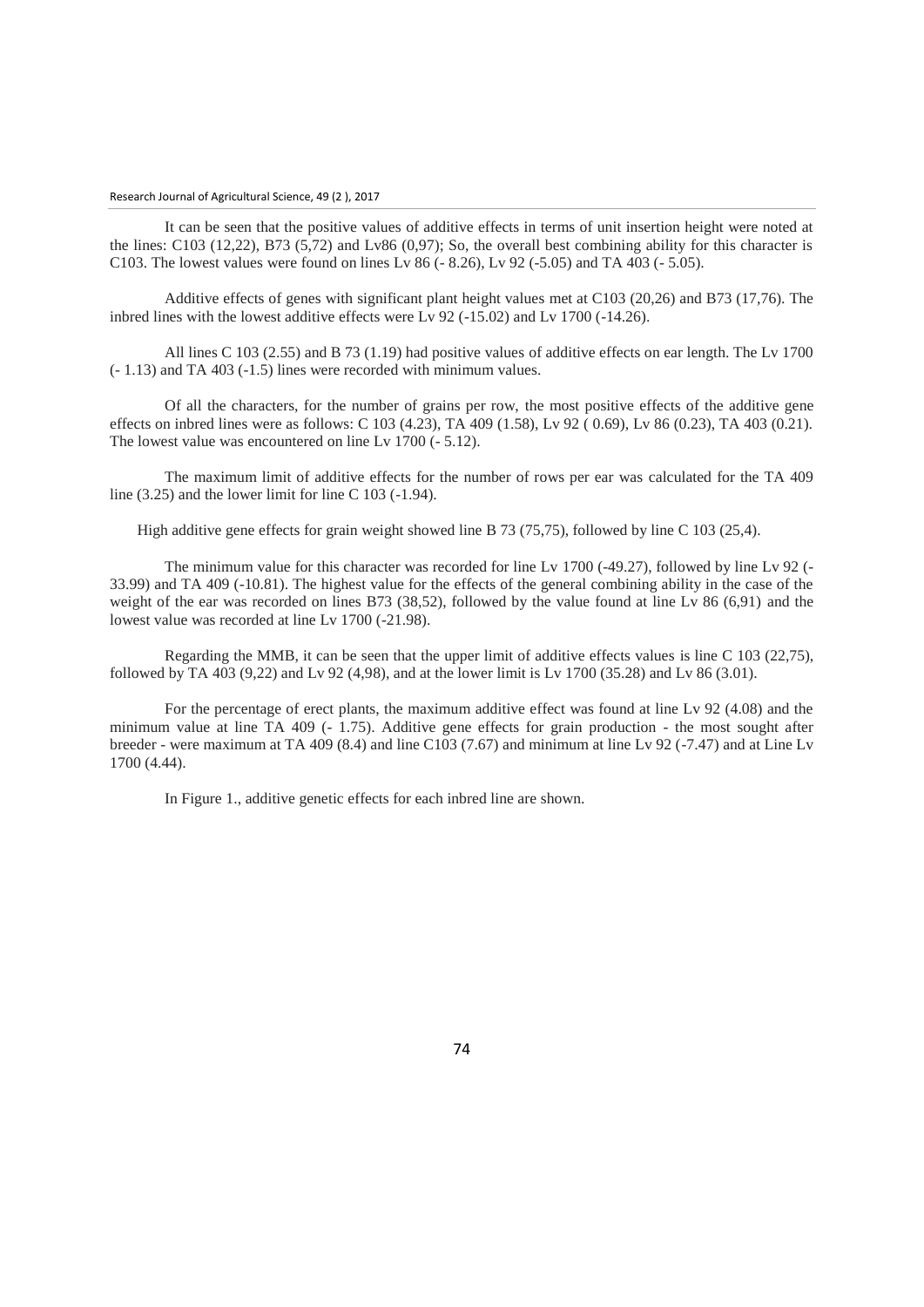It can be seen that the positive values of additive effects in terms of unit insertion height were noted at the lines: C103 (12,22), B73 (5,72) and Lv86 (0,97); So, the overall best combining ability for this character is C103. The lowest values were found on lines Lv 86 (- 8.26), Lv 92 (-5.05) and TA 403 (- 5.05).

Additive effects of genes with significant plant height values met at C103 (20,26) and B73 (17,76). The inbred lines with the lowest additive effects were Lv 92 (-15.02) and Lv 1700 (-14.26).

All lines C 103 (2.55) and B 73 (1.19) had positive values of additive effects on ear length. The Lv 1700 (- 1.13) and TA 403 (-1.5) lines were recorded with minimum values.

Of all the characters, for the number of grains per row, the most positive effects of the additive gene effects on inbred lines were as follows: C 103 (4.23), TA 409 (1.58), Lv 92 ( 0.69), Lv 86 (0.23), TA 403 (0.21). The lowest value was encountered on line Lv 1700 (- 5.12).

The maximum limit of additive effects for the number of rows per ear was calculated for the TA 409 line (3.25) and the lower limit for line C 103 (-1.94).

High additive gene effects for grain weight showed line B 73 (75,75), followed by line C 103 (25,4).

The minimum value for this character was recorded for line Lv 1700 (-49.27), followed by line Lv 92 (-33.99) and TA 409 (-10.81). The highest value for the effects of the general combining ability in the case of the weight of the ear was recorded on lines B73 (38,52), followed by the value found at line Lv 86 (6,91) and the lowest value was recorded at line Lv 1700 (-21.98).

Regarding the MMB, it can be seen that the upper limit of additive effects values is line C 103 (22,75), followed by TA 403 (9,22) and Lv 92 (4,98), and at the lower limit is Lv 1700 (35.28) and Lv 86 (3.01).

For the percentage of erect plants, the maximum additive effect was found at line Lv 92 (4.08) and the minimum value at line TA 409 (- 1.75). Additive gene effects for grain production - the most sought after breeder - were maximum at TA 409 (8.4) and line C103 (7.67) and minimum at line Lv 92 (-7.47) and at Line Lv 1700 (4.44).

In Figure 1., additive genetic effects for each inbred line are shown.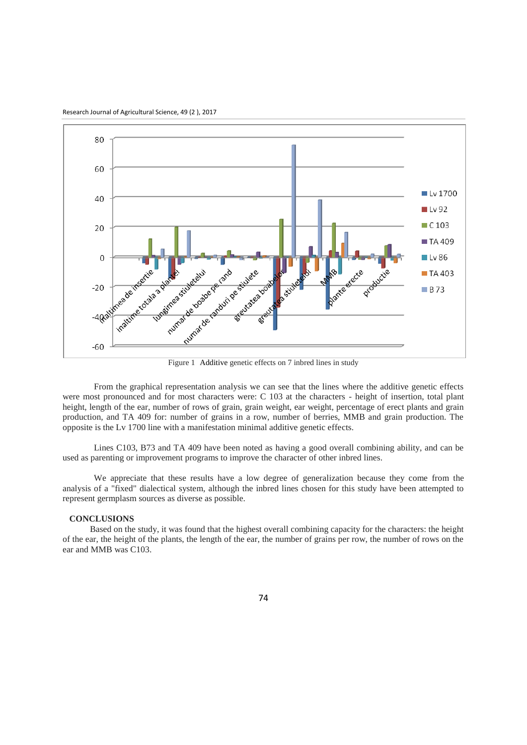Figure 1 Additive genetic effects on 7 inbred lines in study

From the graphical representation analysis we can see that the lines where the additive genetic effects were most pronounced and for most characters were: C 103 at the characters - height of insertion, total plant height, length of the ear, number of rows of grain, grain weight, ear weight, percentage of erect plants and grain production, and TA 409 for: number of grains in a row, number of berries, MMB and grain production. The opposite is the Lv 1700 line with a manifestation minimal additive genetic effects.

Lines C103, B73 and TA 409 have been noted as having a good overall combining ability, and can be used as parenting or improvement programs to improve the character of other inbred lines.

We appreciate that these results have a low degree of generalization because they come from the analysis of a "fixed" dialectical system, although the inbred lines chosen for this study have been attempted to represent germplasm sources as diverse as possible.

## CONCLUSIONS

Based on the study, it was found that the highest overall combining capacity for the characters: the height of the ear, the height of the plants, the length of the ear, the number of grains per row, the number of rows on the ear and MMB was C103.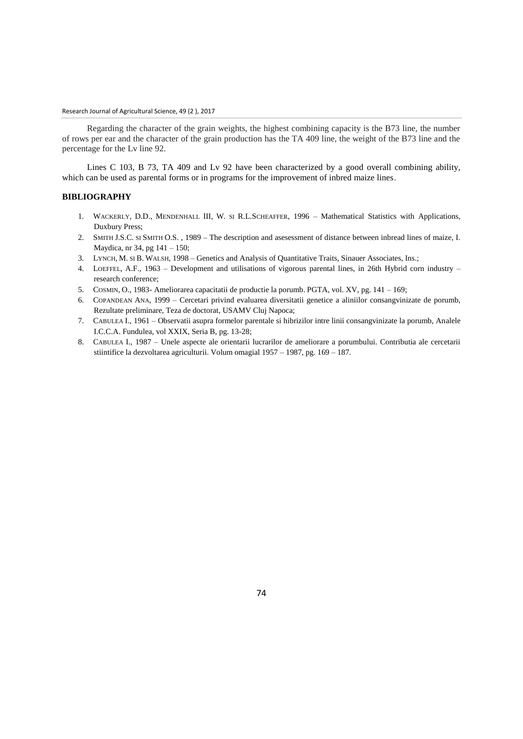Regarding the character of the grain weights, the highest combining capacity is the B73 line, the number of rows per ear and the character of the grain production has the TA 409 line, the weight of the B73 line and the percentage for the Lv line 92.

Lines C 103, B 73, TA 409 and Lv 92 have been characterized by a good overall combining ability, which can be used as parental forms or in programs for the improvement of inbred maize lines.

## BIBLIOGRAPHY

1. WACKERLY, D.D., MENDENHALL III, W. SI R.L.SCHEAFFER, 1996 – Mathematical Statistics with Applications, Duxbury Press;
2. SMITH J.S.C. SI SMITH O.S. , 1989 – The description and asesessment of distance between inbread lines of maize, I. Maydica, nr 34, pg 141 – 150;
3. LYNCH, M. SI B. WALSH, 1998 – Genetics and Analysis of Quantitative Traits, Sinauer Associates, Ins.;
4. LOEFFEL, A.F., 1963 – Development and utilisations of vigorous parental lines, in 26th Hybrid corn industry – research conference;
5. COSMIN, O., 1983- Ameliorarea capacitatii de productie la porumb. PGTA, vol. XV, pg. 141 – 169;
6. COPANDEAN ANA, 1999 – Cercetari privind evaluarea diversitatii genetice a aliniilor consangvinizate de porumb, Rezultate preliminare, Teza de doctorat, USAMV Cluj Napoca;
7. CABULEA I., 1961 – Observatii asupra formelor parentale si hibrizilor intre linii consangvinizate la porumb, Analele I.C.C.A. Fundulea, vol XXIX, Seria B, pg. 13-28;
8. CABULEA I., 1987 – Unele aspecte ale orientarii lucrarilor de ameliorare a porumbului. Contributia ale cercetarii stiintifice la dezvoltarea agriculturii. Volum omagial 1957 – 1987, pg. 169 – 187.